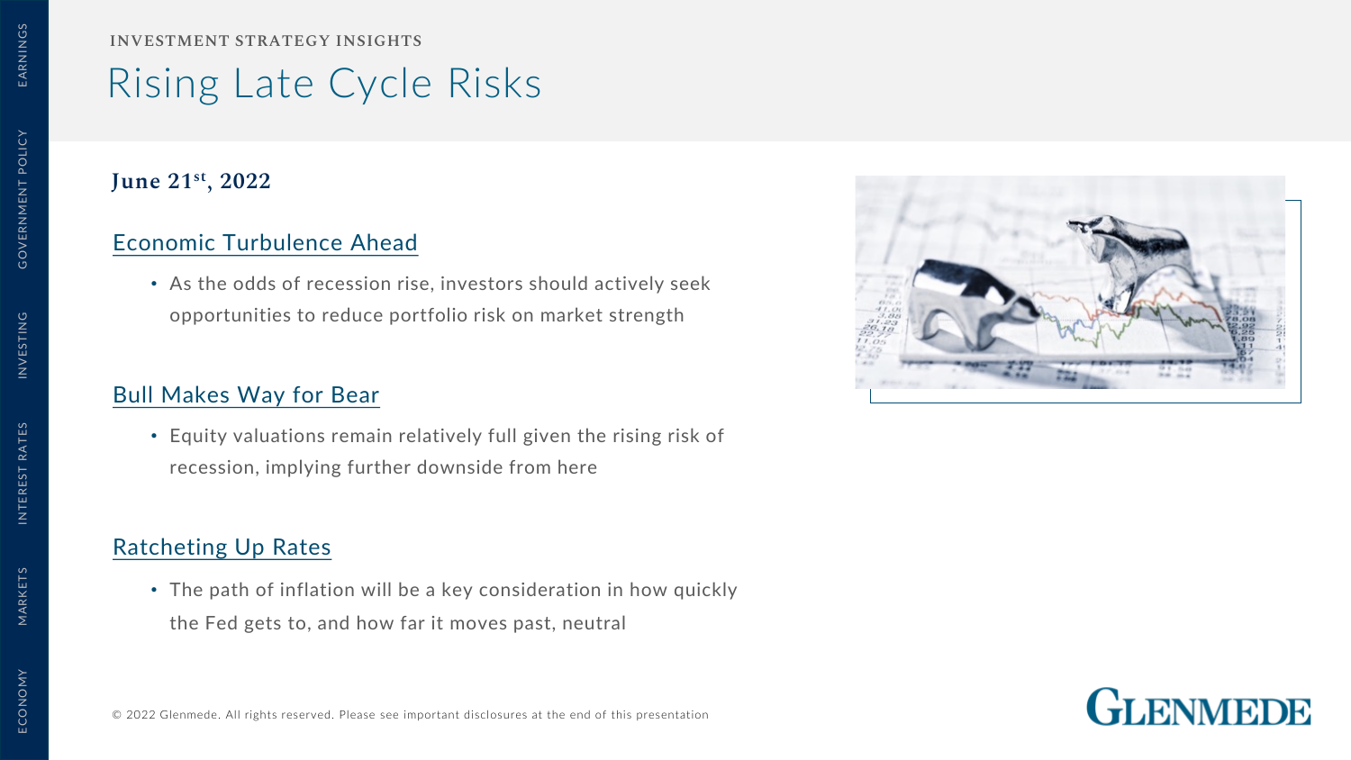INVESTMENT STRATEGY INSIGHTS

# Rising Late Cycle Risks

**June 21st, 2022**

## Economic Turbulence Ahead

- As the odds of recession rise, investors should actively seek opportunities to reduce portfolio risk on market strength

## Bull Makes Way for Bear

- Equity valuations remain relatively full given the rising risk of recession, implying further downside from here

## Ratcheting Up Rates

- The path of inflation will be a key consideration in how quickly the Fed gets to, and how far it moves past, neutral

© 2022 Glenmede. All rights reserved. Please see important disclosures at the end of this presentation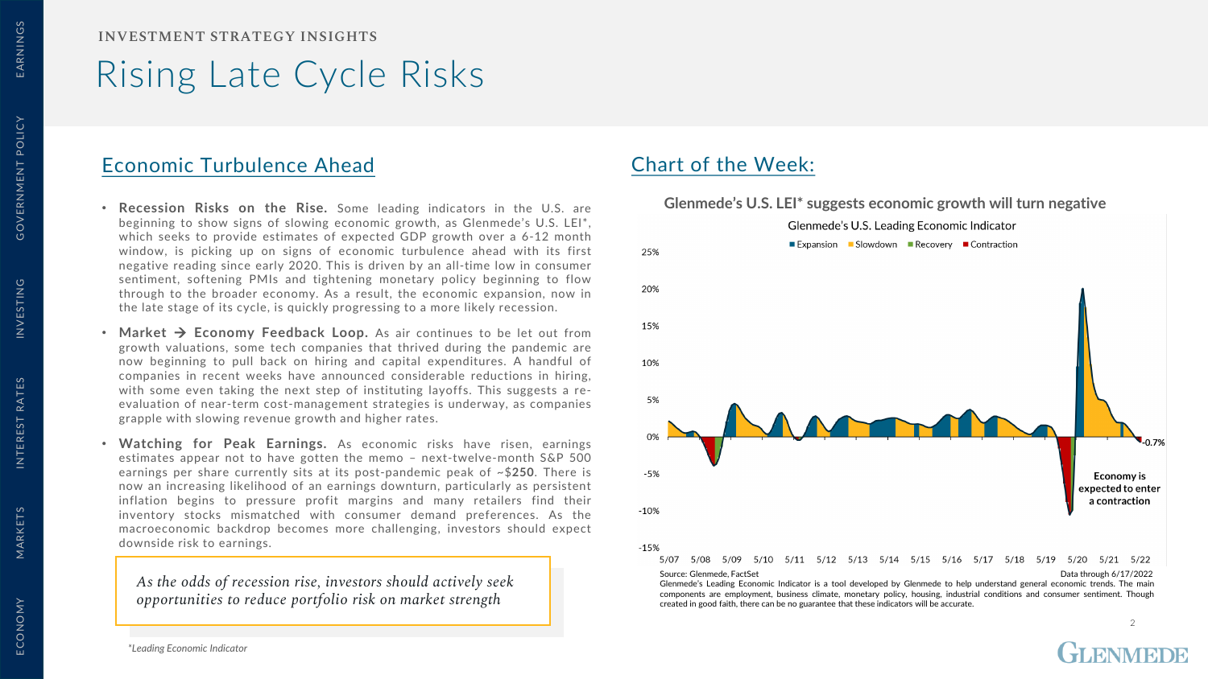INVESTMENT STRATEGY INSIGHTS

# Rising Late Cycle Risks

## Economic Turbulence Ahead

- **Recession Risks on the Rise.** Some leading indicators in the U.S. are beginning to show signs of slowing economic growth, as Glenmede's U.S. LEI*, which seeks to provide estimates of expected GDP growth over a 6-12 month window, is picking up on signs of economic turbulence ahead with its first negative reading since early 2020. This is driven by an all-time low in consumer sentiment, softening PMIs and tightening monetary policy beginning to flow through to the broader economy. As a result, the economic expansion, now in the late stage of its cycle, is quickly progressing to a more likely recession.
- **Market → Economy Feedback Loop.** As air continues to be let out from growth valuations, some tech companies that thrived during the pandemic are now beginning to pull back on hiring and capital expenditures. A handful of companies in recent weeks have announced considerable reductions in hiring, with some even taking the next step of instituting layoffs. This suggests a re-evaluation of near-term cost-management strategies is underway, as companies grapple with slowing revenue growth and higher rates.
- **Watching for Peak Earnings.** As economic risks have risen, earnings estimates appear not to have gotten the memo – next-twelve-month S&P 500 earnings per share currently sits at its post-pandemic peak of ~**$250**. There is now an increasing likelihood of an earnings downturn, particularly as persistent inflation begins to pressure profit margins and many retailers find their inventory stocks mismatched with consumer demand preferences. As the macroeconomic backdrop becomes more challenging, investors should expect downside risk to earnings.

*As the odds of recession rise, investors should actively seek opportunities to reduce portfolio risk on market strength*

*\*Leading Economic Indicator*

## Chart of the Week:

**Glenmede's U.S. LEI* suggests economic growth will turn negative**

Glenmede's U.S. Leading Economic Indicator

Legend: Expansion, Slowdown, Recovery, Contraction

Y-axis: -15% to 25%; X-axis: 5/07 to 5/22

Latest value: -0.7%

Economy is expected to enter a contraction

Source: Glenmede, FactSet

Data through 6/17/2022

Glenmede's Leading Economic Indicator is a tool developed by Glenmede to help understand general economic trends. The main components are employment, business climate, monetary policy, housing, industrial conditions and consumer sentiment. Though created in good faith, there can be no guarantee that these indicators will be accurate.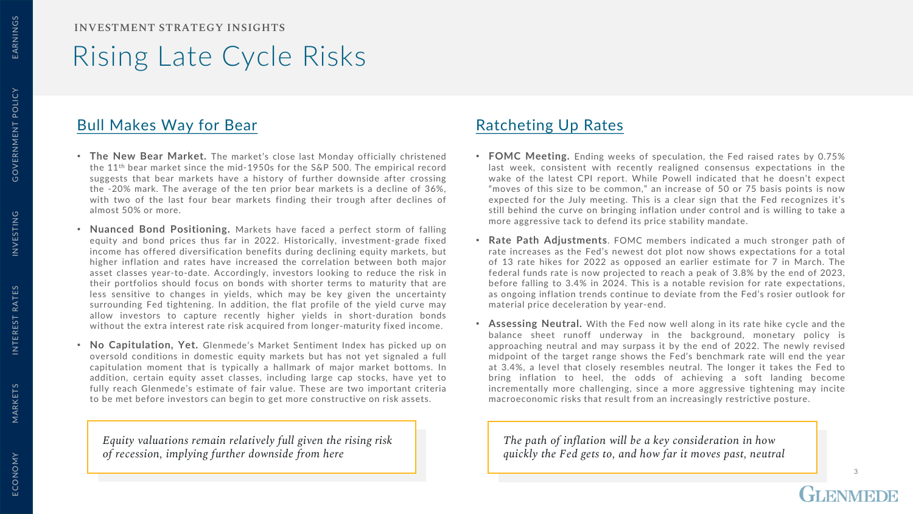INVESTMENT STRATEGY INSIGHTS

# Rising Late Cycle Risks

## Bull Makes Way for Bear

- **The New Bear Market.** The market's close last Monday officially christened the 11th bear market since the mid-1950s for the S&P 500. The empirical record suggests that bear markets have a history of further downside after crossing the -20% mark. The average of the ten prior bear markets is a decline of 36%, with two of the last four bear markets finding their trough after declines of almost 50% or more.
- **Nuanced Bond Positioning.** Markets have faced a perfect storm of falling equity and bond prices thus far in 2022. Historically, investment-grade fixed income has offered diversification benefits during declining equity markets, but higher inflation and rates have increased the correlation between both major asset classes year-to-date. Accordingly, investors looking to reduce the risk in their portfolios should focus on bonds with shorter terms to maturity that are less sensitive to changes in yields, which may be key given the uncertainty surrounding Fed tightening. In addition, the flat profile of the yield curve may allow investors to capture recently higher yields in short-duration bonds without the extra interest rate risk acquired from longer-maturity fixed income.
- **No Capitulation, Yet.** Glenmede's Market Sentiment Index has picked up on oversold conditions in domestic equity markets but has not yet signaled a full capitulation moment that is typically a hallmark of major market bottoms. In addition, certain equity asset classes, including large cap stocks, have yet to fully reach Glenmede's estimate of fair value. These are two important criteria to be met before investors can begin to get more constructive on risk assets.

*Equity valuations remain relatively full given the rising risk of recession, implying further downside from here*

## Ratcheting Up Rates

- **FOMC Meeting.** Ending weeks of speculation, the Fed raised rates by 0.75% last week, consistent with recently realigned consensus expectations in the wake of the latest CPI report. While Powell indicated that he doesn't expect "moves of this size to be common," an increase of 50 or 75 basis points is now expected for the July meeting. This is a clear sign that the Fed recognizes it's still behind the curve on bringing inflation under control and is willing to take a more aggressive tack to defend its price stability mandate.
- **Rate Path Adjustments**. FOMC members indicated a much stronger path of rate increases as the Fed's newest dot plot now shows expectations for a total of 13 rate hikes for 2022 as opposed an earlier estimate for 7 in March. The federal funds rate is now projected to reach a peak of 3.8% by the end of 2023, before falling to 3.4% in 2024. This is a notable revision for rate expectations, as ongoing inflation trends continue to deviate from the Fed's rosier outlook for material price deceleration by year-end.
- **Assessing Neutral.** With the Fed now well along in its rate hike cycle and the balance sheet runoff underway in the background, monetary policy is approaching neutral and may surpass it by the end of 2022. The newly revised midpoint of the target range shows the Fed's benchmark rate will end the year at 3.4%, a level that closely resembles neutral. The longer it takes the Fed to bring inflation to heel, the odds of achieving a soft landing become incrementally more challenging, since a more aggressive tightening may incite macroeconomic risks that result from an increasingly restrictive posture.

*The path of inflation will be a key consideration in how quickly the Fed gets to, and how far it moves past, neutral*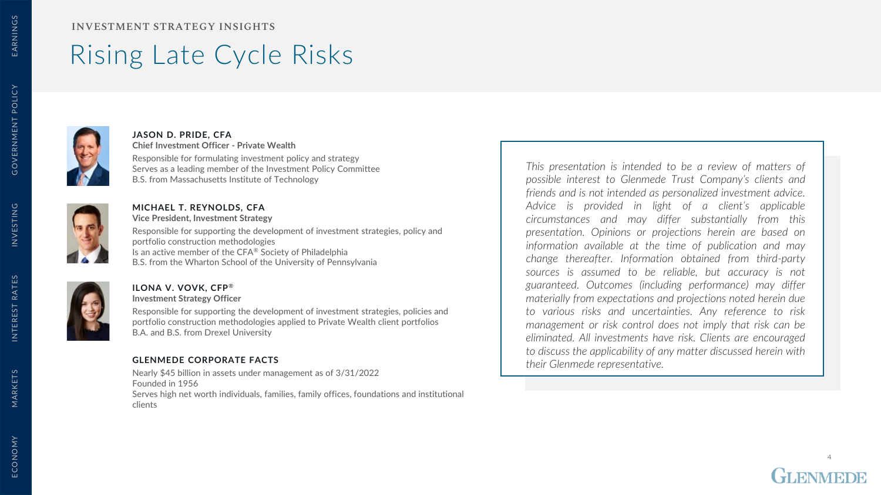INVESTMENT STRATEGY INSIGHTS

# Rising Late Cycle Risks

**JASON D. PRIDE, CFA**
**Chief Investment Officer - Private Wealth**
Responsible for formulating investment policy and strategy
Serves as a leading member of the Investment Policy Committee
B.S. from Massachusetts Institute of Technology

**MICHAEL T. REYNOLDS, CFA**
**Vice President, Investment Strategy**
Responsible for supporting the development of investment strategies, policy and portfolio construction methodologies
Is an active member of the CFA® Society of Philadelphia
B.S. from the Wharton School of the University of Pennsylvania

**ILONA V. VOVK, CFP®**
**Investment Strategy Officer**
Responsible for supporting the development of investment strategies, policies and portfolio construction methodologies applied to Private Wealth client portfolios
B.A. and B.S. from Drexel University

**GLENMEDE CORPORATE FACTS**

Nearly $45 billion in assets under management as of 3/31/2022
Founded in 1956
Serves high net worth individuals, families, family offices, foundations and institutional clients

*This presentation is intended to be a review of matters of possible interest to Glenmede Trust Company's clients and friends and is not intended as personalized investment advice. Advice is provided in light of a client's applicable circumstances and may differ substantially from this presentation. Opinions or projections herein are based on information available at the time of publication and may change thereafter. Information obtained from third-party sources is assumed to be reliable, but accuracy is not guaranteed. Outcomes (including performance) may differ materially from expectations and projections noted herein due to various risks and uncertainties. Any reference to risk management or risk control does not imply that risk can be eliminated. All investments have risk. Clients are encouraged to discuss the applicability of any matter discussed herein with their Glenmede representative.*